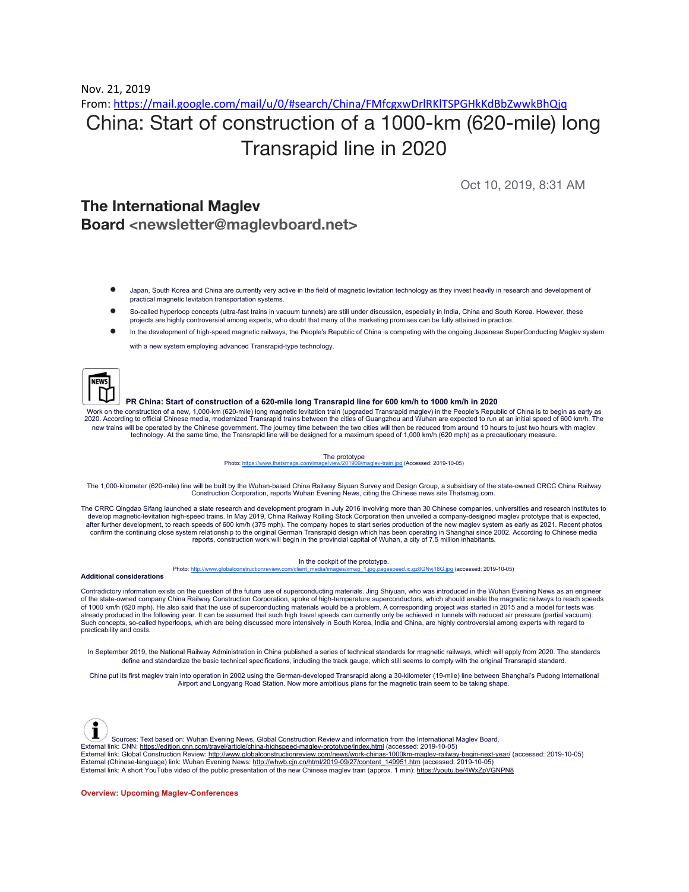Nov. 21, 2019

From: https://mail.google.com/mail/u/0/#search/China/FMfcgxwDrlRKlTSPGHkKdBbZwwkBhQjq

# China: Start of construction of a 1000-km (620-mile) long Transrapid line in 2020

Oct 10, 2019, 8:31 AM

**The International Maglev Board** <newsletter@maglevboard.net>

- Japan, South Korea and China are currently very active in the field of magnetic levitation technology as they invest heavily in research and development of practical magnetic levitation transportation systems.
- So-called hyperloop concepts (ultra-fast trains in vacuum tunnels) are still under discussion, especially in India, China and South Korea. However, these projects are highly controversial among experts, who doubt that many of the marketing promises can be fully attained in practice.
- In the development of high-speed magnetic railways, the People's Republic of China is competing with the ongoing Japanese SuperConducting Maglev system with a new system employing advanced Transrapid-type technology.

**PR China: Start of construction of a 620-mile long Transrapid line for 600 km/h to 1000 km/h in 2020**

Work on the construction of a new, 1,000-km (620-mile) long magnetic levitation train (upgraded Transrapid maglev) in the People's Republic of China is to begin as early as 2020. According to official Chinese media, modernized Transrapid trains between the cities of Guangzhou and Wuhan are expected to run at an initial speed of 600 km/h. The new trains will be operated by the Chinese government. The journey time between the two cities will then be reduced from around 10 hours to just two hours with maglev technology. At the same time, the Transrapid line will be designed for a maximum speed of 1,000 km/h (620 mph) as a precautionary measure.

The prototype
Photo: https://www.thatsmags.com/image/view/201909/maglev-train.jpg (Accessed: 2019-10-05)

The 1,000-kilometer (620-mile) line will be built by the Wuhan-based China Railway Siyuan Survey and Design Group, a subsidiary of the state-owned CRCC China Railway Construction Corporation, reports Wuhan Evening News, citing the Chinese news site Thatsmag.com.

The CRRC Qingdao Sifang launched a state research and development program in July 2016 involving more than 30 Chinese companies, universities and research institutes to develop magnetic-levitation high-speed trains. In May 2019, China Railway Rolling Stock Corporation then unveiled a company-designed maglev prototype that is expected, after further development, to reach speeds of 600 km/h (375 mph). The company hopes to start series production of the new maglev system as early as 2021. Recent photos confirm the continuing close system relationship to the original German Transrapid design which has been operating in Shanghai since 2002. According to Chinese media reports, construction work will begin in the provincial capital of Wuhan, a city of 7.5 million inhabitants.

In the cockpit of the prototype.
Photo: http://www.globalconstructionreview.com/client_media/images/xmag_1.jpg.pagespeed.ic.gz8GNvj18G.jpg (accessed: 2019-10-05)

**Additional considerations**

Contradictory information exists on the question of the future use of superconducting materials. Jing Shiyuan, who was introduced in the Wuhan Evening News as an engineer of the state-owned company China Railway Construction Corporation, spoke of high-temperature superconductors, which should enable the magnetic railways to reach speeds of 1000 km/h (620 mph). He also said that the use of superconducting materials would be a problem. A corresponding project was started in 2015 and a model for tests was already produced in the following year. It can be assumed that such high travel speeds can currently only be achieved in tunnels with reduced air pressure (partial vacuum). Such concepts, so-called hyperloops, which are being discussed more intensively in South Korea, India and China, are highly controversial among experts with regard to practicability and costs.

In September 2019, the National Railway Administration in China published a series of technical standards for magnetic railways, which will apply from 2020. The standards define and standardize the basic technical specifications, including the track gauge, which still seems to comply with the original Transrapid standard.

China put its first maglev train into operation in 2002 using the German-developed Transrapid along a 30-kilometer (19-mile) line between Shanghai's Pudong International Airport and Longyang Road Station. Now more ambitious plans for the magnetic train seem to be taking shape.

Sources: Text based on: Wuhan Evening News, Global Construction Review and information from the International Maglev Board.
External link: CNN: https://edition.cnn.com/travel/article/china-highspeed-maglev-prototype/index.html (accessed: 2019-10-05)
External link: Global Construction Review: http://www.globalconstructionreview.com/news/work-chinas-1000km-maglev-railway-begin-next-year/ (accessed: 2019-10-05)
External (Chinese-language) link: Wuhan Evening News: http://whwb.cjn.cn/html/2019-09/27/content_149951.htm (accessed: 2019-10-05)
External link: A short YouTube video of the public presentation of the new Chinese maglev train (approx. 1 min): https://youtu.be/4WxZpVGNPN8

**Overview: Upcoming Maglev-Conferences**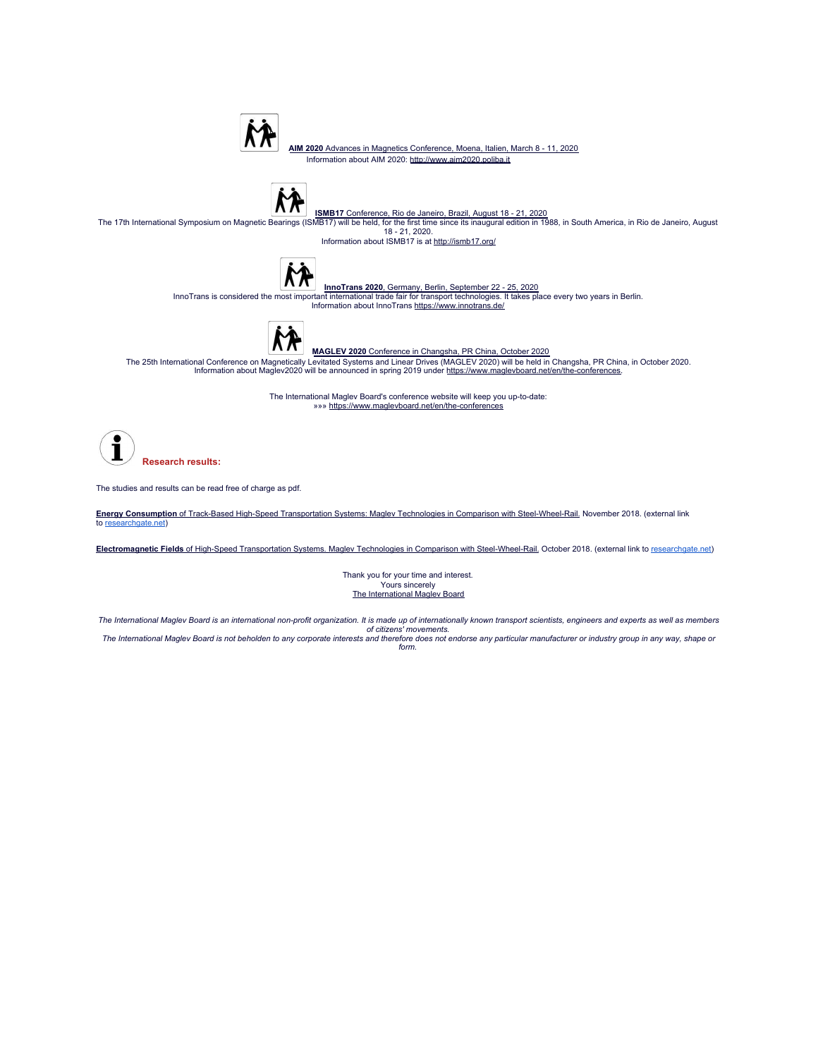**AIM 2020** Advances in Magnetics Conference, Moena, Italien, March 8 - 11, 2020

Information about AIM 2020: http://www.aim2020.poliba.it

**ISMB17** Conference, Rio de Janeiro, Brazil, August 18 - 21, 2020

The 17th International Symposium on Magnetic Bearings (ISMB17) will be held, for the first time since its inaugural edition in 1988, in South America, in Rio de Janeiro, August 18 - 21, 2020.

Information about ISMB17 is at http://ismb17.org/

**InnoTrans 2020**, Germany, Berlin, September 22 - 25, 2020

InnoTrans is considered the most important international trade fair for transport technologies. It takes place every two years in Berlin.

Information about InnoTrans https://www.innotrans.de/

**MAGLEV 2020** Conference in Changsha, PR China, October 2020

The 25th International Conference on Magnetically Levitated Systems and Linear Drives (MAGLEV 2020) will be held in Changsha, PR China, in October 2020.

Information about Maglev2020 will be announced in spring 2019 under https://www.maglevboard.net/en/the-conferences.

The International Maglev Board's conference website will keep you up-to-date:

»»» https://www.maglevboard.net/en/the-conferences

**Research results:**

The studies and results can be read free of charge as pdf.

**Energy Consumption** of Track-Based High-Speed Transportation Systems: Maglev Technologies in Comparison with Steel-Wheel-Rail. November 2018. (external link to researchgate.net)

**Electromagnetic Fields** of High-Speed Transportation Systems. Maglev Technologies in Comparison with Steel-Wheel-Rail. October 2018. (external link to researchgate.net)

Thank you for your time and interest.

Yours sincerely

The International Maglev Board

*The International Maglev Board is an international non-profit organization. It is made up of internationally known transport scientists, engineers and experts as well as members of citizens' movements.*

*The International Maglev Board is not beholden to any corporate interests and therefore does not endorse any particular manufacturer or industry group in any way, shape or form.*